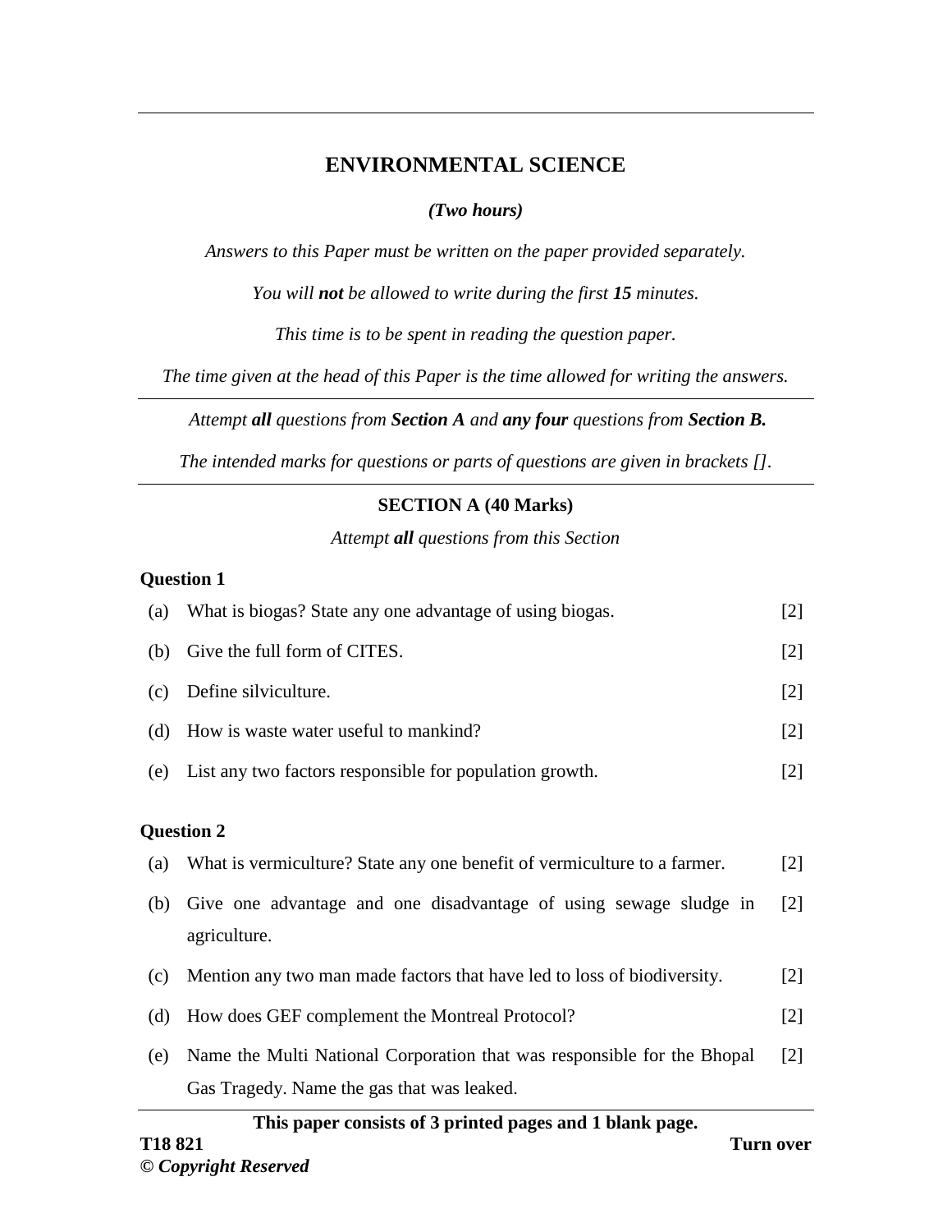# ENVIRONMENTAL SCIENCE

***(Two hours)***

*Answers to this Paper must be written on the paper provided separately.*

*You will **not** be allowed to write during the first **15** minutes.*

*This time is to be spent in reading the question paper.*

*The time given at the head of this Paper is the time allowed for writing the answers.*

---

*Attempt **all** questions from **Section A** and **any four** questions from **Section B.***

*The intended marks for questions or parts of questions are given in brackets [].*

---

## SECTION A (40 Marks)

*Attempt **all** questions from this Section*

### Question 1

(a) What is biogas? State any one advantage of using biogas. [2]

(b) Give the full form of CITES. [2]

(c) Define silviculture. [2]

(d) How is waste water useful to mankind? [2]

(e) List any two factors responsible for population growth. [2]

### Question 2

(a) What is vermiculture? State any one benefit of vermiculture to a farmer. [2]

(b) Give one advantage and one disadvantage of using sewage sludge in agriculture. [2]

(c) Mention any two man made factors that have led to loss of biodiversity. [2]

(d) How does GEF complement the Montreal Protocol? [2]

(e) Name the Multi National Corporation that was responsible for the Bhopal Gas Tragedy. Name the gas that was leaked. [2]

**This paper consists of 3 printed pages and 1 blank page.**

**T18 821**

**© *Copyright Reserved***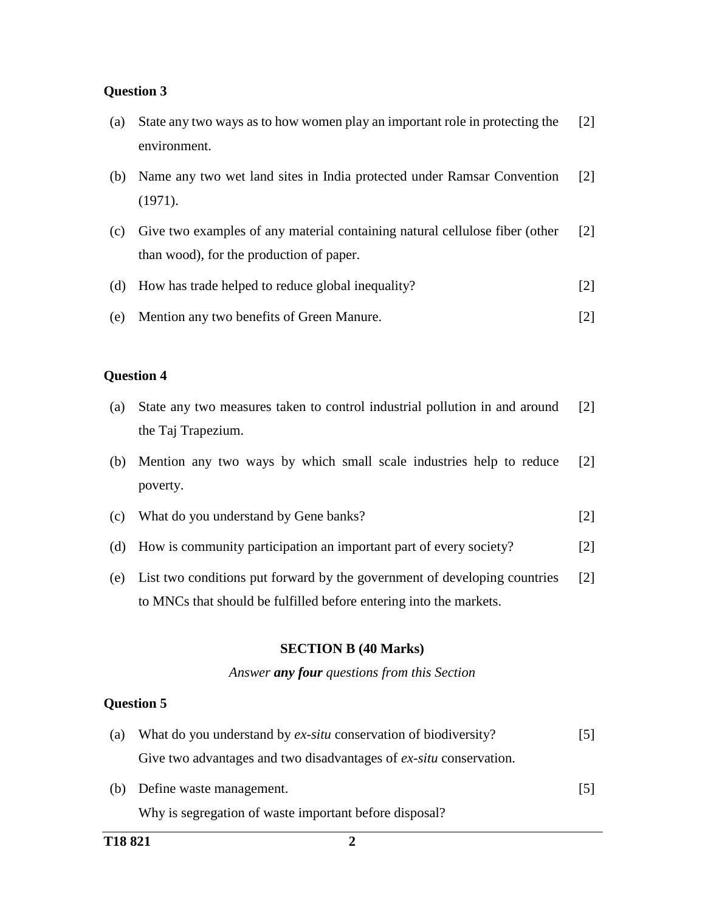**Question 3**

(a) State any two ways as to how women play an important role in protecting the environment. [2]

(b) Name any two wet land sites in India protected under Ramsar Convention (1971). [2]

(c) Give two examples of any material containing natural cellulose fiber (other than wood), for the production of paper. [2]

(d) How has trade helped to reduce global inequality? [2]

(e) Mention any two benefits of Green Manure. [2]

**Question 4**

(a) State any two measures taken to control industrial pollution in and around the Taj Trapezium. [2]

(b) Mention any two ways by which small scale industries help to reduce poverty. [2]

(c) What do you understand by Gene banks? [2]

(d) How is community participation an important part of every society? [2]

(e) List two conditions put forward by the government of developing countries to MNCs that should be fulfilled before entering into the markets. [2]

## SECTION B (40 Marks)

*Answer **any four** questions from this Section*

**Question 5**

(a) What do you understand by *ex-situ* conservation of biodiversity? [5]
Give two advantages and two disadvantages of *ex-situ* conservation.

(b) Define waste management. [5]
Why is segregation of waste important before disposal?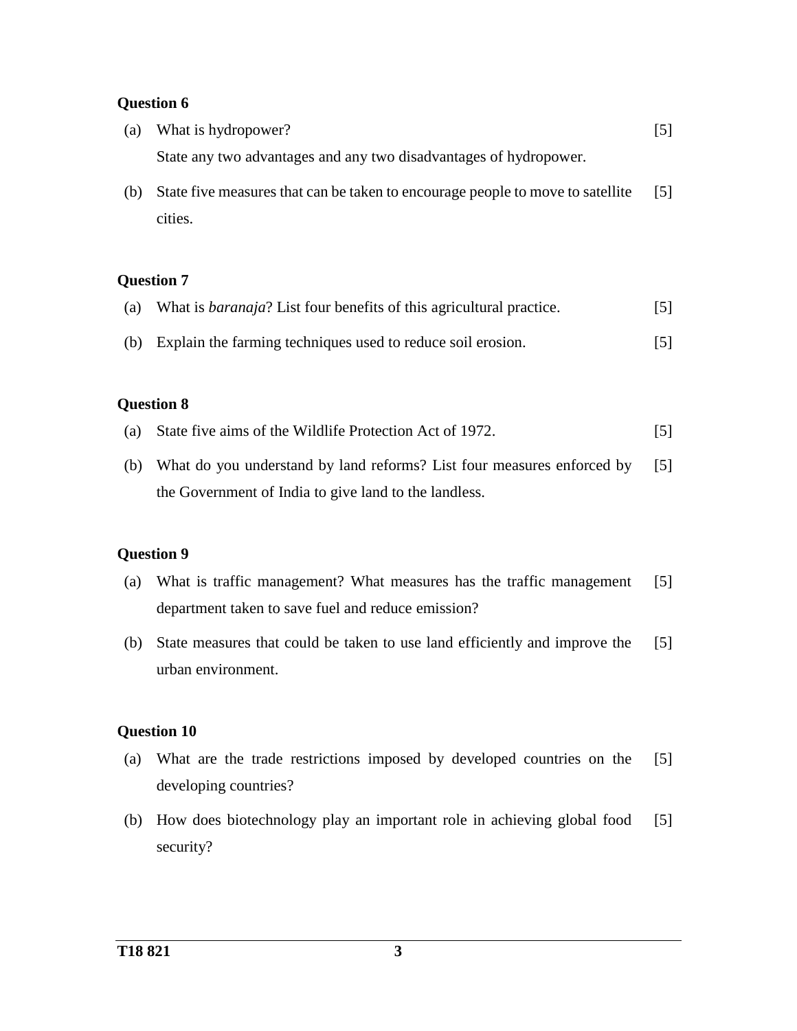**Question 6**

(a) What is hydropower? [5]

State any two advantages and any two disadvantages of hydropower.

(b) State five measures that can be taken to encourage people to move to satellite cities. [5]

**Question 7**

(a) What is *baranaja*? List four benefits of this agricultural practice. [5]

(b) Explain the farming techniques used to reduce soil erosion. [5]

**Question 8**

(a) State five aims of the Wildlife Protection Act of 1972. [5]

(b) What do you understand by land reforms? List four measures enforced by the Government of India to give land to the landless. [5]

**Question 9**

(a) What is traffic management? What measures has the traffic management department taken to save fuel and reduce emission? [5]

(b) State measures that could be taken to use land efficiently and improve the urban environment. [5]

**Question 10**

(a) What are the trade restrictions imposed by developed countries on the developing countries? [5]

(b) How does biotechnology play an important role in achieving global food security? [5]